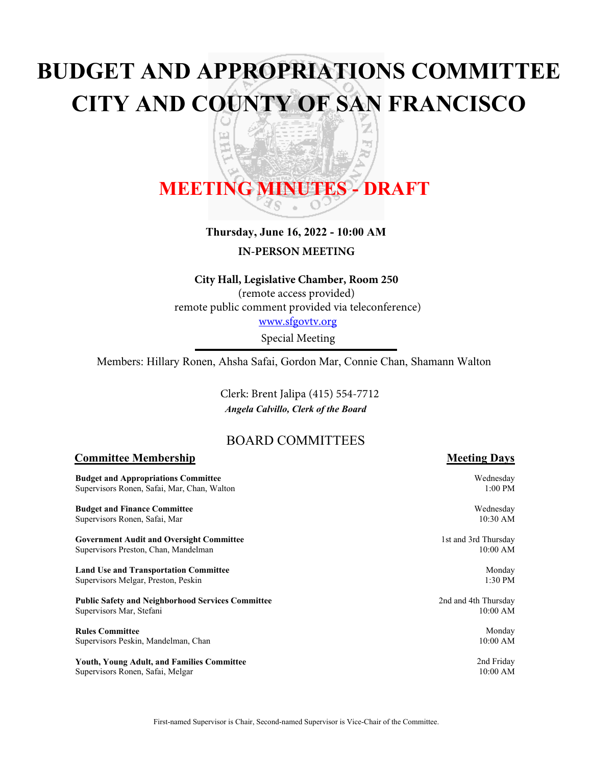# BUDGET AND APPROPRIATIONS COMMITTEE
# CITY AND COUNTY OF SAN FRANCISCO

## MEETING MINUTES - DRAFT

**Thursday, June 16, 2022 - 10:00 AM**

**IN-PERSON MEETING**

**City Hall, Legislative Chamber, Room 250**
(remote access provided)
remote public comment provided via teleconference)
www.sfgovtv.org
Special Meeting

Members: Hillary Ronen, Ahsha Safai, Gordon Mar, Connie Chan, Shamann Walton

Clerk: Brent Jalipa (415) 554-7712
***Angela Calvillo, Clerk of the Board***

## BOARD COMMITTEES

| **Committee Membership** | **Meeting Days** |
| --- | --- |
| **Budget and Appropriations Committee**<br>Supervisors Ronen, Safai, Mar, Chan, Walton | Wednesday<br>1:00 PM |
| **Budget and Finance Committee**<br>Supervisors Ronen, Safai, Mar | Wednesday<br>10:30 AM |
| **Government Audit and Oversight Committee**<br>Supervisors Preston, Chan, Mandelman | 1st and 3rd Thursday<br>10:00 AM |
| **Land Use and Transportation Committee**<br>Supervisors Melgar, Preston, Peskin | Monday<br>1:30 PM |
| **Public Safety and Neighborhood Services Committee**<br>Supervisors Mar, Stefani | 2nd and 4th Thursday<br>10:00 AM |
| **Rules Committee**<br>Supervisors Peskin, Mandelman, Chan | Monday<br>10:00 AM |
| **Youth, Young Adult, and Families Committee**<br>Supervisors Ronen, Safai, Melgar | 2nd Friday<br>10:00 AM |

First-named Supervisor is Chair, Second-named Supervisor is Vice-Chair of the Committee.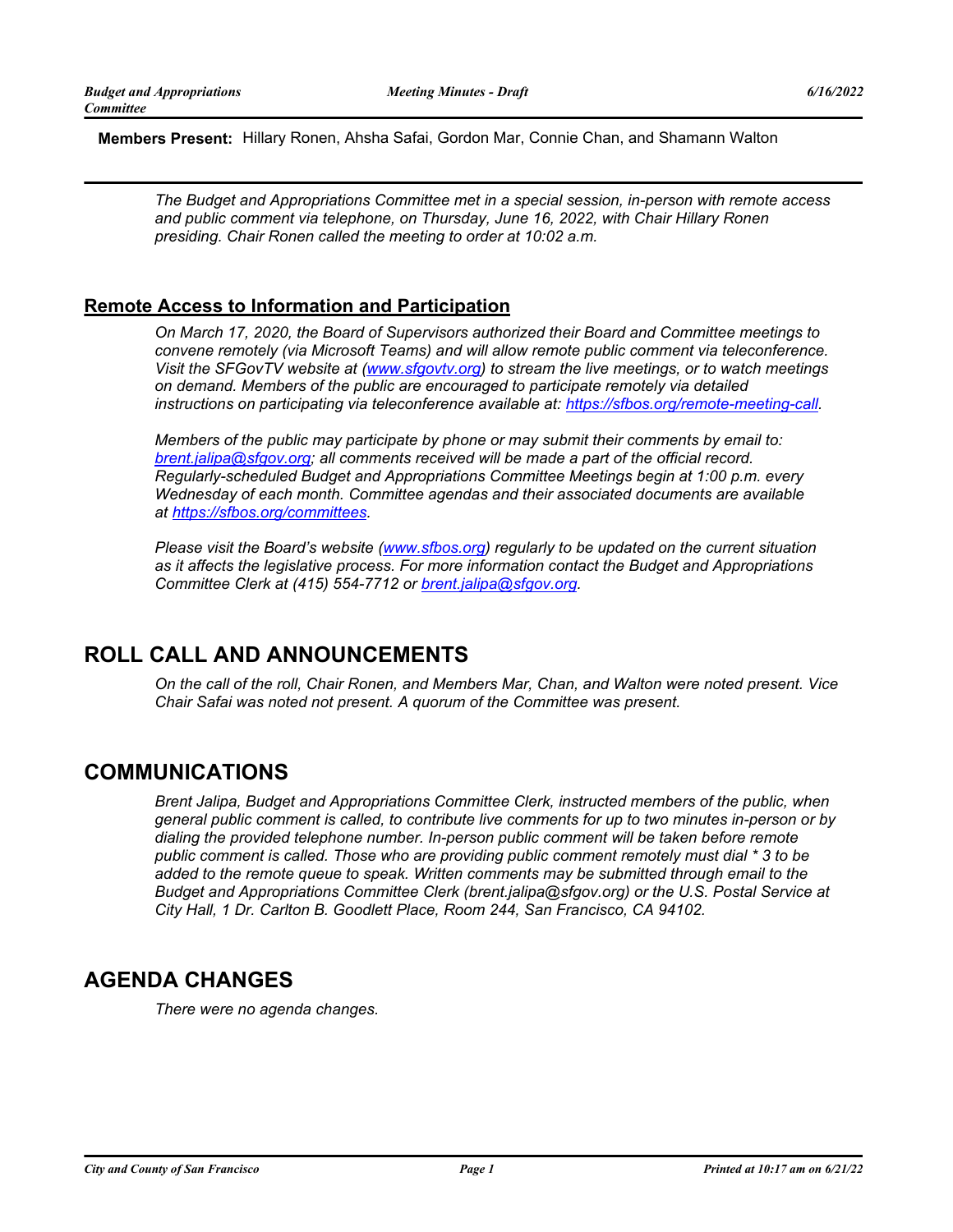**Members Present:** Hillary Ronen, Ahsha Safai, Gordon Mar, Connie Chan, and Shamann Walton

---

*The Budget and Appropriations Committee met in a special session, in-person with remote access and public comment via telephone, on Thursday, June 16, 2022, with Chair Hillary Ronen presiding. Chair Ronen called the meeting to order at 10:02 a.m.*

## Remote Access to Information and Participation

*On March 17, 2020, the Board of Supervisors authorized their Board and Committee meetings to convene remotely (via Microsoft Teams) and will allow remote public comment via teleconference. Visit the SFGovTV website at (www.sfgovtv.org) to stream the live meetings, or to watch meetings on demand. Members of the public are encouraged to participate remotely via detailed instructions on participating via teleconference available at: https://sfbos.org/remote-meeting-call.*

*Members of the public may participate by phone or may submit their comments by email to: brent.jalipa@sfgov.org; all comments received will be made a part of the official record. Regularly-scheduled Budget and Appropriations Committee Meetings begin at 1:00 p.m. every Wednesday of each month. Committee agendas and their associated documents are available at https://sfbos.org/committees.*

*Please visit the Board's website (www.sfbos.org) regularly to be updated on the current situation as it affects the legislative process. For more information contact the Budget and Appropriations Committee Clerk at (415) 554-7712 or brent.jalipa@sfgov.org.*

# ROLL CALL AND ANNOUNCEMENTS

*On the call of the roll, Chair Ronen, and Members Mar, Chan, and Walton were noted present. Vice Chair Safai was noted not present. A quorum of the Committee was present.*

# COMMUNICATIONS

*Brent Jalipa, Budget and Appropriations Committee Clerk, instructed members of the public, when general public comment is called, to contribute live comments for up to two minutes in-person or by dialing the provided telephone number. In-person public comment will be taken before remote public comment is called. Those who are providing public comment remotely must dial * 3 to be added to the remote queue to speak. Written comments may be submitted through email to the Budget and Appropriations Committee Clerk (brent.jalipa@sfgov.org) or the U.S. Postal Service at City Hall, 1 Dr. Carlton B. Goodlett Place, Room 244, San Francisco, CA 94102.*

# AGENDA CHANGES

*There were no agenda changes.*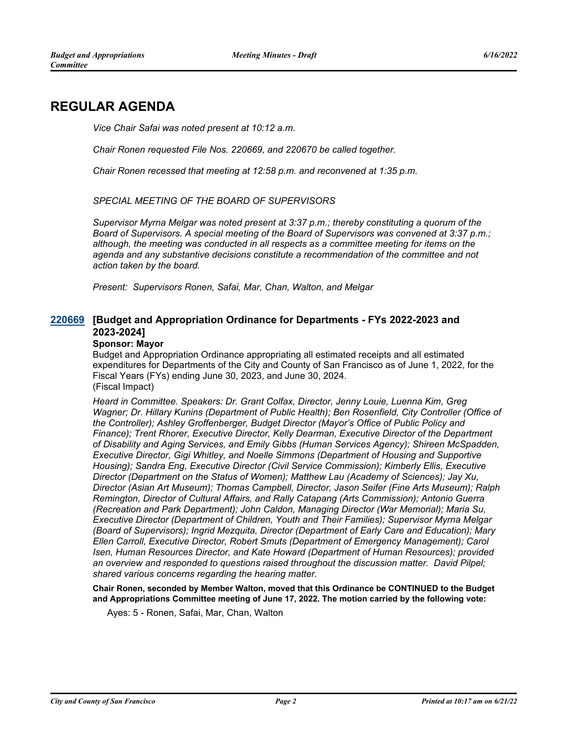## REGULAR AGENDA

*Vice Chair Safai was noted present at 10:12 a.m.*

*Chair Ronen requested File Nos. 220669, and 220670 be called together.*

*Chair Ronen recessed that meeting at 12:58 p.m. and reconvened at 1:35 p.m.*

*SPECIAL MEETING OF THE BOARD OF SUPERVISORS*

*Supervisor Myrna Melgar was noted present at 3:37 p.m.; thereby constituting a quorum of the Board of Supervisors. A special meeting of the Board of Supervisors was convened at 3:37 p.m.; although, the meeting was conducted in all respects as a committee meeting for items on the agenda and any substantive decisions constitute a recommendation of the committee and not action taken by the board.*

*Present: Supervisors Ronen, Safai, Mar, Chan, Walton, and Melgar*

### 220669 [Budget and Appropriation Ordinance for Departments - FYs 2022-2023 and 2023-2024]

**Sponsor: Mayor**

Budget and Appropriation Ordinance appropriating all estimated receipts and all estimated expenditures for Departments of the City and County of San Francisco as of June 1, 2022, for the Fiscal Years (FYs) ending June 30, 2023, and June 30, 2024.
(Fiscal Impact)

*Heard in Committee. Speakers: Dr. Grant Colfax, Director, Jenny Louie, Luenna Kim, Greg Wagner; Dr. Hillary Kunins (Department of Public Health); Ben Rosenfield, City Controller (Office of the Controller); Ashley Groffenberger, Budget Director (Mayor's Office of Public Policy and Finance); Trent Rhorer, Executive Director, Kelly Dearman, Executive Director of the Department of Disability and Aging Services, and Emily Gibbs (Human Services Agency); Shireen McSpadden, Executive Director, Gigi Whitley, and Noelle Simmons (Department of Housing and Supportive Housing); Sandra Eng, Executive Director (Civil Service Commission); Kimberly Ellis, Executive Director (Department on the Status of Women); Matthew Lau (Academy of Sciences); Jay Xu, Director (Asian Art Museum); Thomas Campbell, Director, Jason Seifer (Fine Arts Museum); Ralph Remington, Director of Cultural Affairs, and Rally Catapang (Arts Commission); Antonio Guerra (Recreation and Park Department); John Caldon, Managing Director (War Memorial); Maria Su, Executive Director (Department of Children, Youth and Their Families); Supervisor Myrna Melgar (Board of Supervisors); Ingrid Mezquita, Director (Department of Early Care and Education); Mary Ellen Carroll, Executive Director, Robert Smuts (Department of Emergency Management); Carol Isen, Human Resources Director, and Kate Howard (Department of Human Resources); provided an overview and responded to questions raised throughout the discussion matter. David Pilpel; shared various concerns regarding the hearing matter.*

**Chair Ronen, seconded by Member Walton, moved that this Ordinance be CONTINUED to the Budget and Appropriations Committee meeting of June 17, 2022. The motion carried by the following vote:**

Ayes: 5 - Ronen, Safai, Mar, Chan, Walton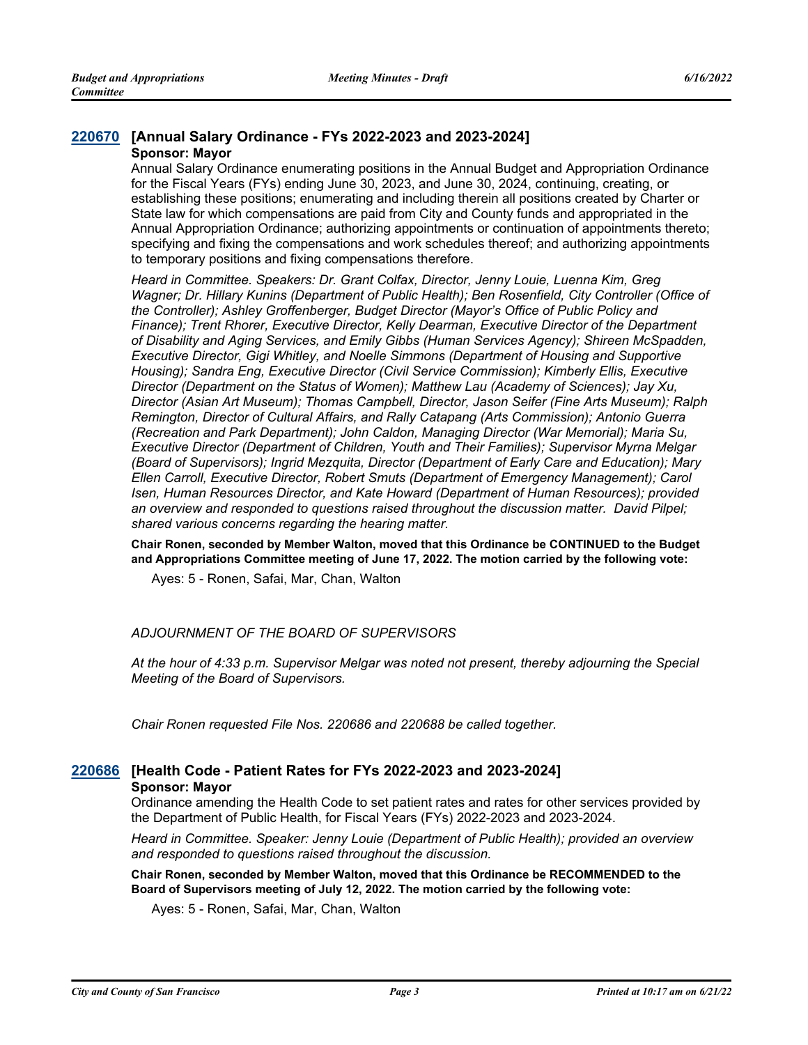## 220670 [Annual Salary Ordinance - FYs 2022-2023 and 2023-2024]

**Sponsor: Mayor**

Annual Salary Ordinance enumerating positions in the Annual Budget and Appropriation Ordinance for the Fiscal Years (FYs) ending June 30, 2023, and June 30, 2024, continuing, creating, or establishing these positions; enumerating and including therein all positions created by Charter or State law for which compensations are paid from City and County funds and appropriated in the Annual Appropriation Ordinance; authorizing appointments or continuation of appointments thereto; specifying and fixing the compensations and work schedules thereof; and authorizing appointments to temporary positions and fixing compensations therefore.

*Heard in Committee. Speakers: Dr. Grant Colfax, Director, Jenny Louie, Luenna Kim, Greg Wagner; Dr. Hillary Kunins (Department of Public Health); Ben Rosenfield, City Controller (Office of the Controller); Ashley Groffenberger, Budget Director (Mayor's Office of Public Policy and Finance); Trent Rhorer, Executive Director, Kelly Dearman, Executive Director of the Department of Disability and Aging Services, and Emily Gibbs (Human Services Agency); Shireen McSpadden, Executive Director, Gigi Whitley, and Noelle Simmons (Department of Housing and Supportive Housing); Sandra Eng, Executive Director (Civil Service Commission); Kimberly Ellis, Executive Director (Department on the Status of Women); Matthew Lau (Academy of Sciences); Jay Xu, Director (Asian Art Museum); Thomas Campbell, Director, Jason Seifer (Fine Arts Museum); Ralph Remington, Director of Cultural Affairs, and Rally Catapang (Arts Commission); Antonio Guerra (Recreation and Park Department); John Caldon, Managing Director (War Memorial); Maria Su, Executive Director (Department of Children, Youth and Their Families); Supervisor Myrna Melgar (Board of Supervisors); Ingrid Mezquita, Director (Department of Early Care and Education); Mary Ellen Carroll, Executive Director, Robert Smuts (Department of Emergency Management); Carol Isen, Human Resources Director, and Kate Howard (Department of Human Resources); provided an overview and responded to questions raised throughout the discussion matter. David Pilpel; shared various concerns regarding the hearing matter.*

**Chair Ronen, seconded by Member Walton, moved that this Ordinance be CONTINUED to the Budget and Appropriations Committee meeting of June 17, 2022. The motion carried by the following vote:**

Ayes: 5 - Ronen, Safai, Mar, Chan, Walton

*ADJOURNMENT OF THE BOARD OF SUPERVISORS*

*At the hour of 4:33 p.m. Supervisor Melgar was noted not present, thereby adjourning the Special Meeting of the Board of Supervisors.*

*Chair Ronen requested File Nos. 220686 and 220688 be called together.*

## 220686 [Health Code - Patient Rates for FYs 2022-2023 and 2023-2024]

**Sponsor: Mayor**

Ordinance amending the Health Code to set patient rates and rates for other services provided by the Department of Public Health, for Fiscal Years (FYs) 2022-2023 and 2023-2024.

*Heard in Committee. Speaker: Jenny Louie (Department of Public Health); provided an overview and responded to questions raised throughout the discussion.*

**Chair Ronen, seconded by Member Walton, moved that this Ordinance be RECOMMENDED to the Board of Supervisors meeting of July 12, 2022. The motion carried by the following vote:**

Ayes: 5 - Ronen, Safai, Mar, Chan, Walton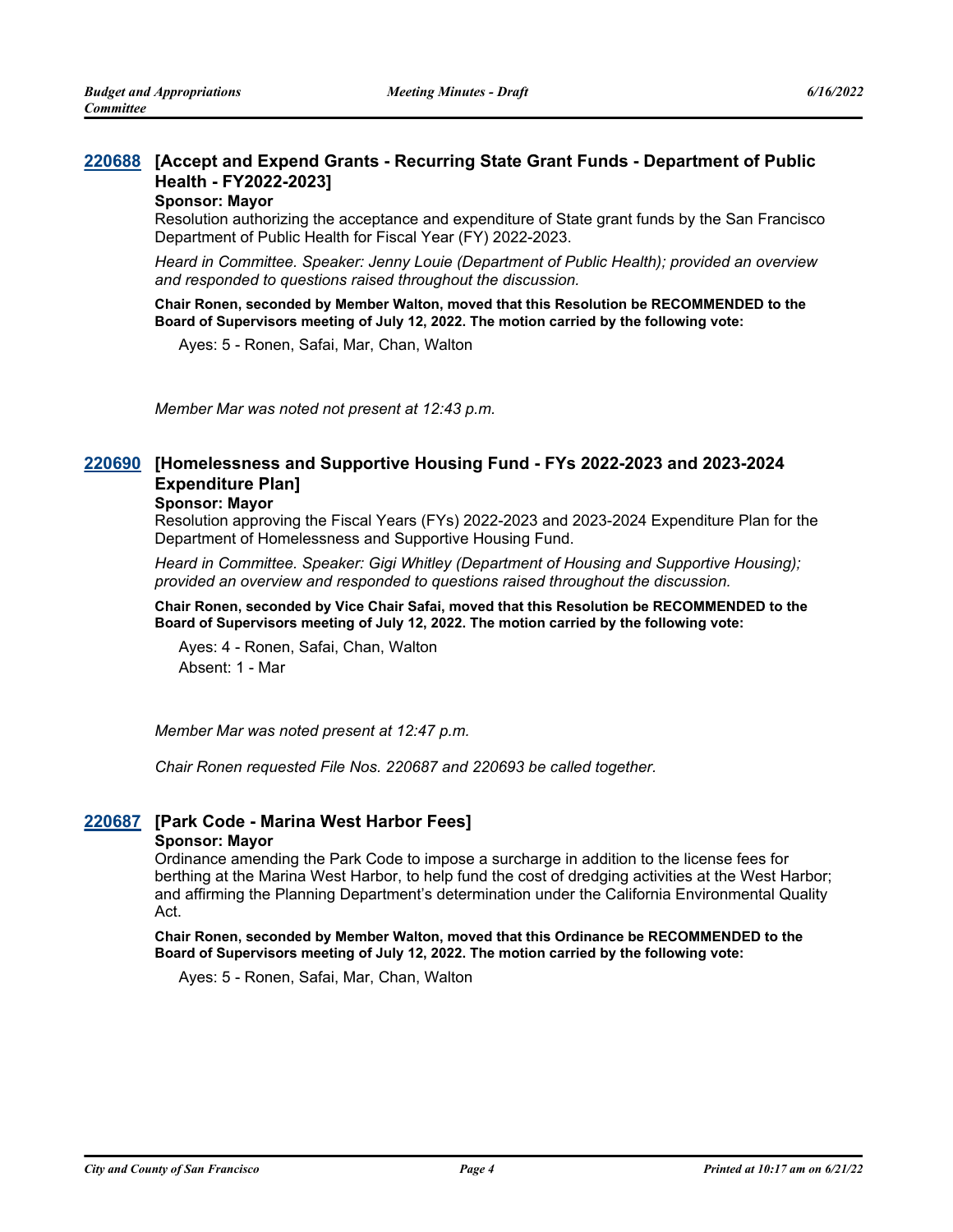### [220688](#) [Accept and Expend Grants - Recurring State Grant Funds - Department of Public Health - FY2022-2023]

**Sponsor: Mayor**

Resolution authorizing the acceptance and expenditure of State grant funds by the San Francisco Department of Public Health for Fiscal Year (FY) 2022-2023.

*Heard in Committee. Speaker: Jenny Louie (Department of Public Health); provided an overview and responded to questions raised throughout the discussion.*

**Chair Ronen, seconded by Member Walton, moved that this Resolution be RECOMMENDED to the Board of Supervisors meeting of July 12, 2022. The motion carried by the following vote:**

Ayes: 5 - Ronen, Safai, Mar, Chan, Walton

*Member Mar was noted not present at 12:43 p.m.*

### [220690](#) [Homelessness and Supportive Housing Fund - FYs 2022-2023 and 2023-2024 Expenditure Plan]

**Sponsor: Mayor**

Resolution approving the Fiscal Years (FYs) 2022-2023 and 2023-2024 Expenditure Plan for the Department of Homelessness and Supportive Housing Fund.

*Heard in Committee. Speaker: Gigi Whitley (Department of Housing and Supportive Housing); provided an overview and responded to questions raised throughout the discussion.*

**Chair Ronen, seconded by Vice Chair Safai, moved that this Resolution be RECOMMENDED to the Board of Supervisors meeting of July 12, 2022. The motion carried by the following vote:**

Ayes: 4 - Ronen, Safai, Chan, Walton
Absent: 1 - Mar

*Member Mar was noted present at 12:47 p.m.*

*Chair Ronen requested File Nos. 220687 and 220693 be called together.*

### [220687](#) [Park Code - Marina West Harbor Fees]

**Sponsor: Mayor**

Ordinance amending the Park Code to impose a surcharge in addition to the license fees for berthing at the Marina West Harbor, to help fund the cost of dredging activities at the West Harbor; and affirming the Planning Department's determination under the California Environmental Quality Act.

**Chair Ronen, seconded by Member Walton, moved that this Ordinance be RECOMMENDED to the Board of Supervisors meeting of July 12, 2022. The motion carried by the following vote:**

Ayes: 5 - Ronen, Safai, Mar, Chan, Walton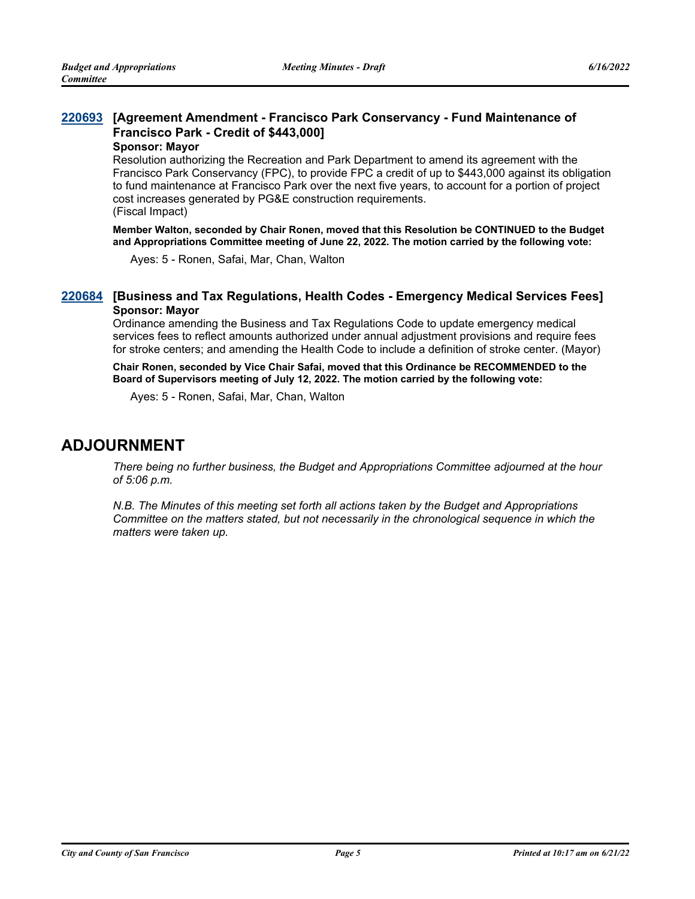**220693** **[Agreement Amendment - Francisco Park Conservancy - Fund Maintenance of Francisco Park - Credit of $443,000]**

**Sponsor: Mayor**

Resolution authorizing the Recreation and Park Department to amend its agreement with the Francisco Park Conservancy (FPC), to provide FPC a credit of up to $443,000 against its obligation to fund maintenance at Francisco Park over the next five years, to account for a portion of project cost increases generated by PG&E construction requirements.
(Fiscal Impact)

**Member Walton, seconded by Chair Ronen, moved that this Resolution be CONTINUED to the Budget and Appropriations Committee meeting of June 22, 2022. The motion carried by the following vote:**

Ayes: 5 - Ronen, Safai, Mar, Chan, Walton

**220684** **[Business and Tax Regulations, Health Codes - Emergency Medical Services Fees]**

**Sponsor: Mayor**

Ordinance amending the Business and Tax Regulations Code to update emergency medical services fees to reflect amounts authorized under annual adjustment provisions and require fees for stroke centers; and amending the Health Code to include a definition of stroke center. (Mayor)

**Chair Ronen, seconded by Vice Chair Safai, moved that this Ordinance be RECOMMENDED to the Board of Supervisors meeting of July 12, 2022. The motion carried by the following vote:**

Ayes: 5 - Ronen, Safai, Mar, Chan, Walton

# ADJOURNMENT

*There being no further business, the Budget and Appropriations Committee adjourned at the hour of 5:06 p.m.*

*N.B. The Minutes of this meeting set forth all actions taken by the Budget and Appropriations Committee on the matters stated, but not necessarily in the chronological sequence in which the matters were taken up.*